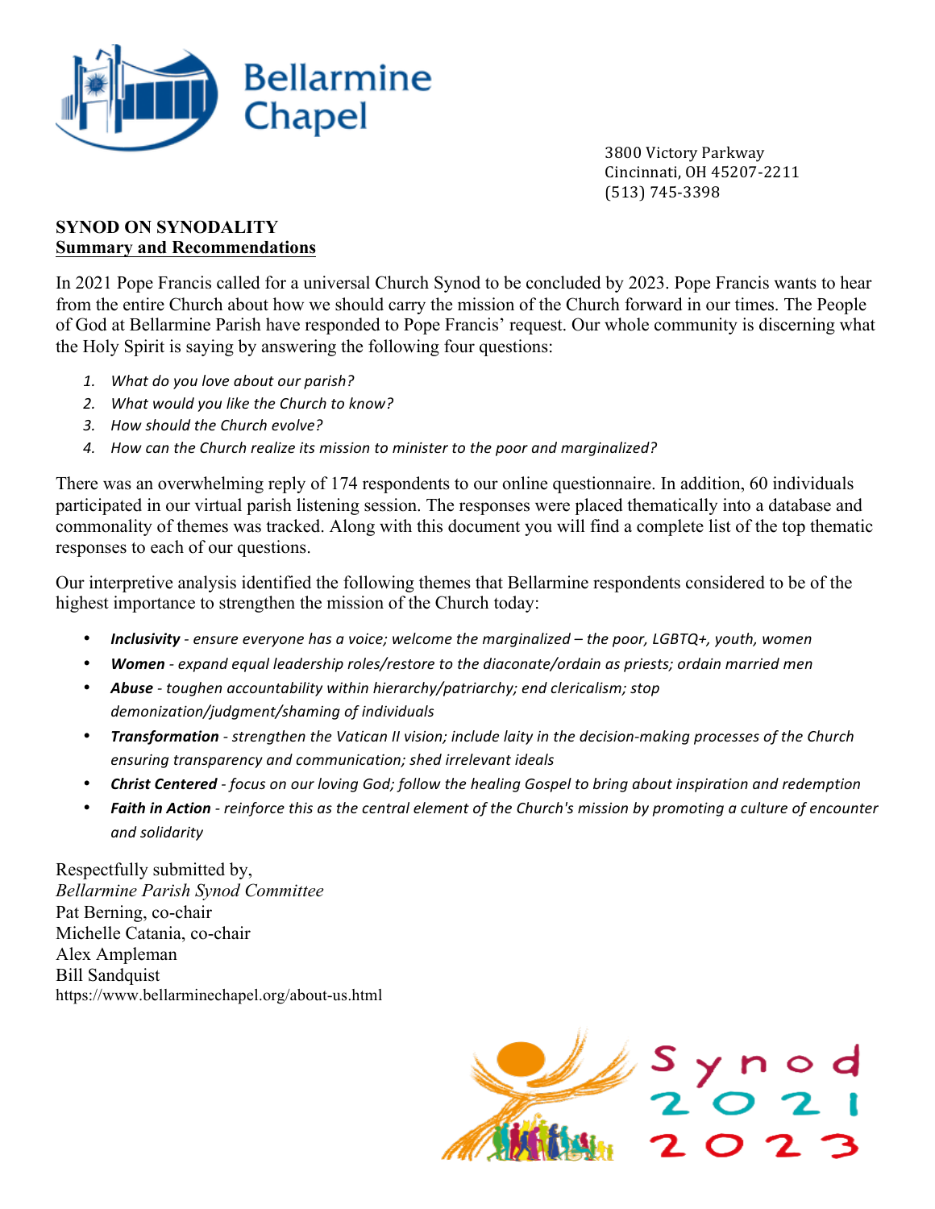Bellarmine Chapel

3800 Victory Parkway
Cincinnati, OH 45207-2211
(513) 745-3398

**SYNOD ON SYNODALITY**
**Summary and Recommendations**

In 2021 Pope Francis called for a universal Church Synod to be concluded by 2023. Pope Francis wants to hear from the entire Church about how we should carry the mission of the Church forward in our times. The People of God at Bellarmine Parish have responded to Pope Francis' request. Our whole community is discerning what the Holy Spirit is saying by answering the following four questions:

1. *What do you love about our parish?*
2. *What would you like the Church to know?*
3. *How should the Church evolve?*
4. *How can the Church realize its mission to minister to the poor and marginalized?*

There was an overwhelming reply of 174 respondents to our online questionnaire. In addition, 60 individuals participated in our virtual parish listening session. The responses were placed thematically into a database and commonality of themes was tracked. Along with this document you will find a complete list of the top thematic responses to each of our questions.

Our interpretive analysis identified the following themes that Bellarmine respondents considered to be of the highest importance to strengthen the mission of the Church today:

- ***Inclusivity*** *- ensure everyone has a voice; welcome the marginalized – the poor, LGBTQ+, youth, women*
- ***Women*** *- expand equal leadership roles/restore to the diaconate/ordain as priests; ordain married men*
- ***Abuse*** *- toughen accountability within hierarchy/patriarchy; end clericalism; stop demonization/judgment/shaming of individuals*
- ***Transformation*** *- strengthen the Vatican II vision; include laity in the decision-making processes of the Church ensuring transparency and communication; shed irrelevant ideals*
- ***Christ Centered*** *- focus on our loving God; follow the healing Gospel to bring about inspiration and redemption*
- ***Faith in Action*** *- reinforce this as the central element of the Church's mission by promoting a culture of encounter and solidarity*

Respectfully submitted by,
*Bellarmine Parish Synod Committee*
Pat Berning, co-chair
Michelle Catania, co-chair
Alex Ampleman
Bill Sandquist
https://www.bellarminechapel.org/about-us.html

Synod 2021 2023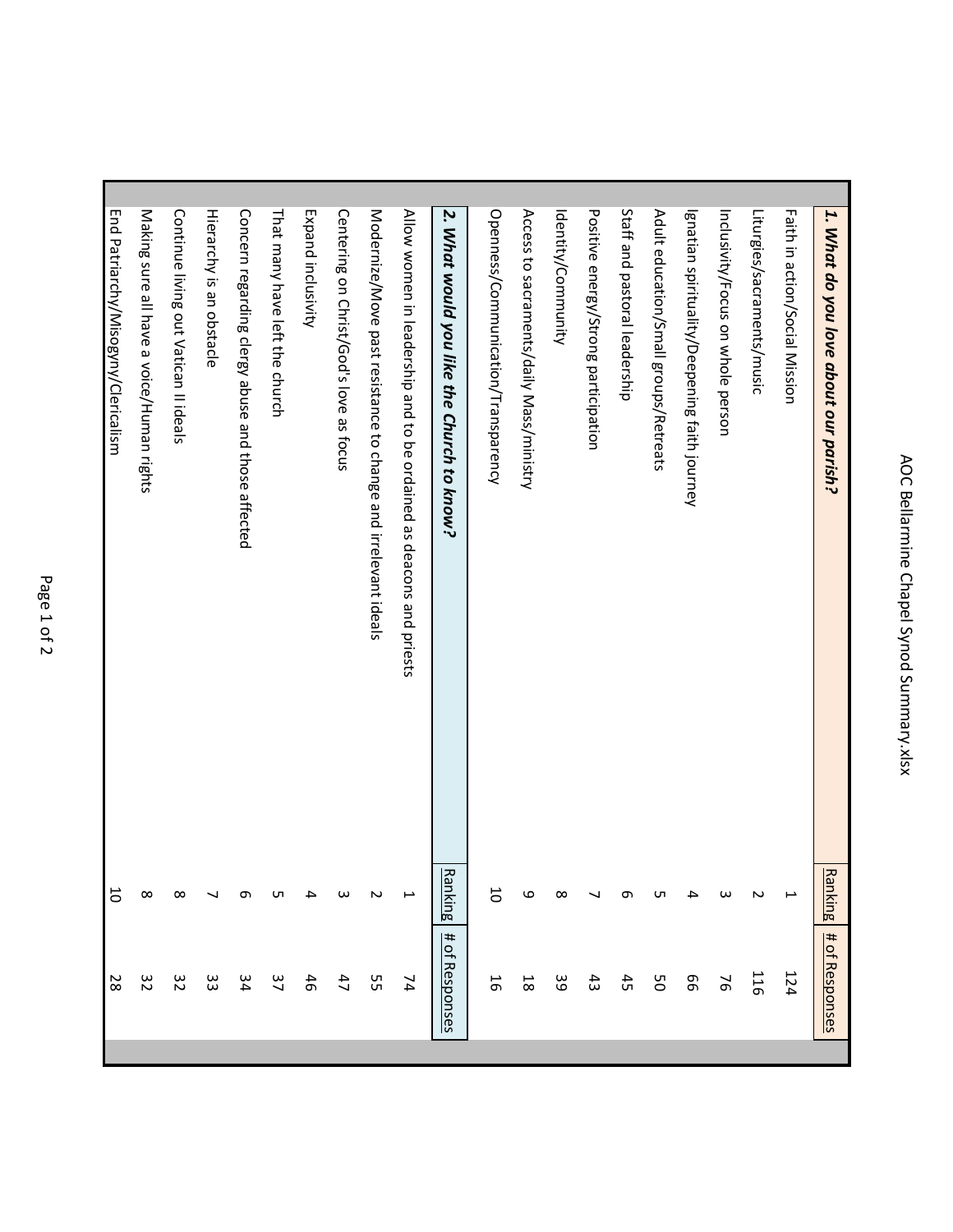# AOC Bellarmine Chapel Synod Summary.xlsx

| 1. What do you love about our parish? | Ranking | # of Responses |
|---|---|---|
| Faith in action/Social Mission | 1 | 124 |
| Liturgies/sacraments/music | 2 | 116 |
| Inclusivity/Focus on whole person | 3 | 76 |
| Ignatian spirituality/Deepening faith journey | 4 | 66 |
| Adult education/Small groups/Retreats | 5 | 50 |
| Staff and pastoral leadership | 6 | 45 |
| Positive energy/Strong participation | 7 | 43 |
| Identity/Community | 8 | 39 |
| Access to sacraments/daily Mass/ministry | 9 | 18 |
| Openness/Communication/Transparency | 10 | 16 |

| 2. What would you like the Church to know? | Ranking | # of Responses |
|---|---|---|
| Allow women in leadership and to be ordained as deacons and priests | 1 | 74 |
| Modernize/Move past resistance to change and irrelevant ideals | 2 | 55 |
| Centering on Christ/God's love as focus | 3 | 47 |
| Expand inclusivity | 4 | 46 |
| That many have left the church | 5 | 37 |
| Concern regarding clergy abuse and those affected | 6 | 34 |
| Hierarchy is an obstacle | 7 | 33 |
| Continue living out Vatican II ideals | 8 | 32 |
| Making sure all have a voice/Human rights | 8 | 32 |
| End Patriarchy/Misogyny/Clericalism | 10 | 28 |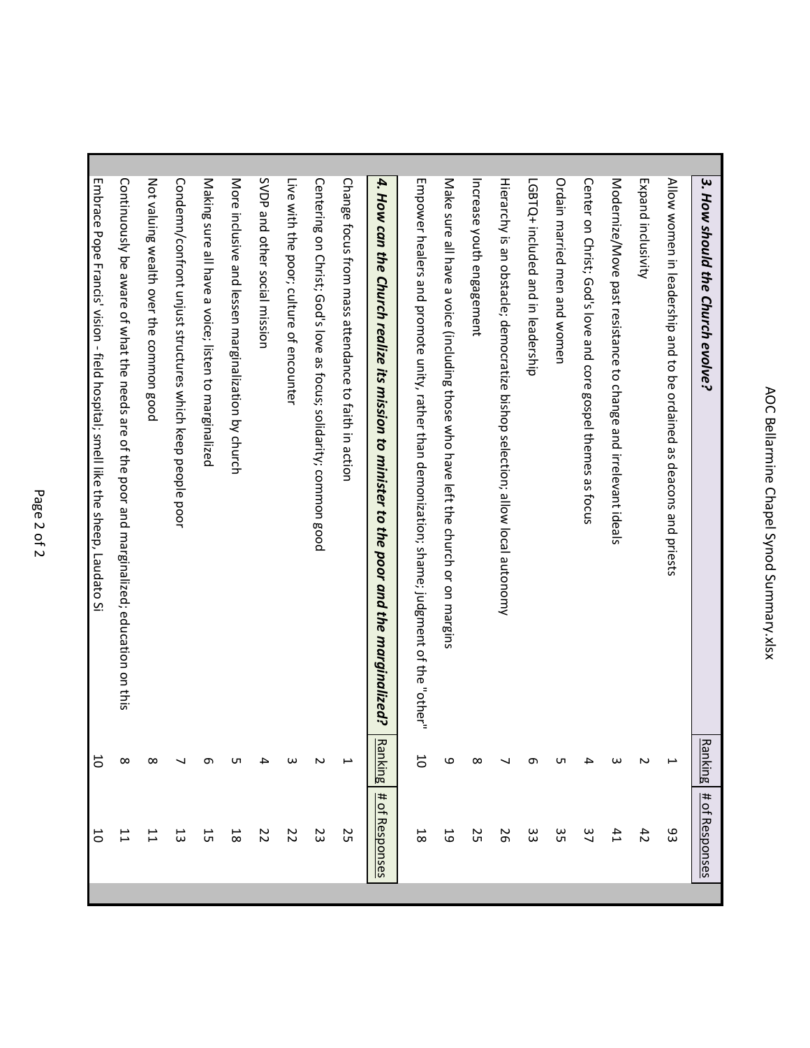AOC Bellarmine Chapel Synod Summary.xlsx

| ***3. How should the Church evolve?*** | Ranking | # of Responses |
| --- | --- | --- |
| Allow women in leadership and to be ordained as deacons and priests | 1 | 93 |
| Expand inclusivity | 2 | 42 |
| Modernize/Move past resistance to change and irrelevant ideals | 3 | 41 |
| Center on Christ; God's love and core gospel themes as focus | 4 | 37 |
| Ordain married men and women | 5 | 35 |
| LGBTQ+ included and in leadership | 6 | 33 |
| Hierarchy is an obstacle; democratize bishop selection; allow local autonomy | 7 | 26 |
| Increase youth engagement | 8 | 25 |
| Make sure all have a voice (including those who have left the church or on margins | 9 | 19 |
| Empower healers and promote unity, rather than demonization; shame; judgment of the "other" | 10 | 18 |

| ***4. How can the Church realize its mission to minister to the poor and the marginalized?*** | Ranking | # of Responses |
| --- | --- | --- |
| Change focus from mass attendance to faith in action | 1 | 25 |
| Centering on Christ; God's love as focus; solidarity; common good | 2 | 23 |
| Live with the poor; culture of encounter | 3 | 22 |
| SVDP and other social mission | 4 | 22 |
| More inclusive and lessen marginalization by church | 5 | 18 |
| Making sure all have a voice; listen to marginalized | 6 | 15 |
| Condemn/confront unjust structures which keep people poor | 7 | 13 |
| Not valuing wealth over the common good | 8 | 11 |
| Continuously be aware of what the needs are of the poor and marginalized; education on this | 8 | 11 |
| Embrace Pope Francis' vision - field hospital; smell like the sheep, Laudato Si | 10 | 10 |